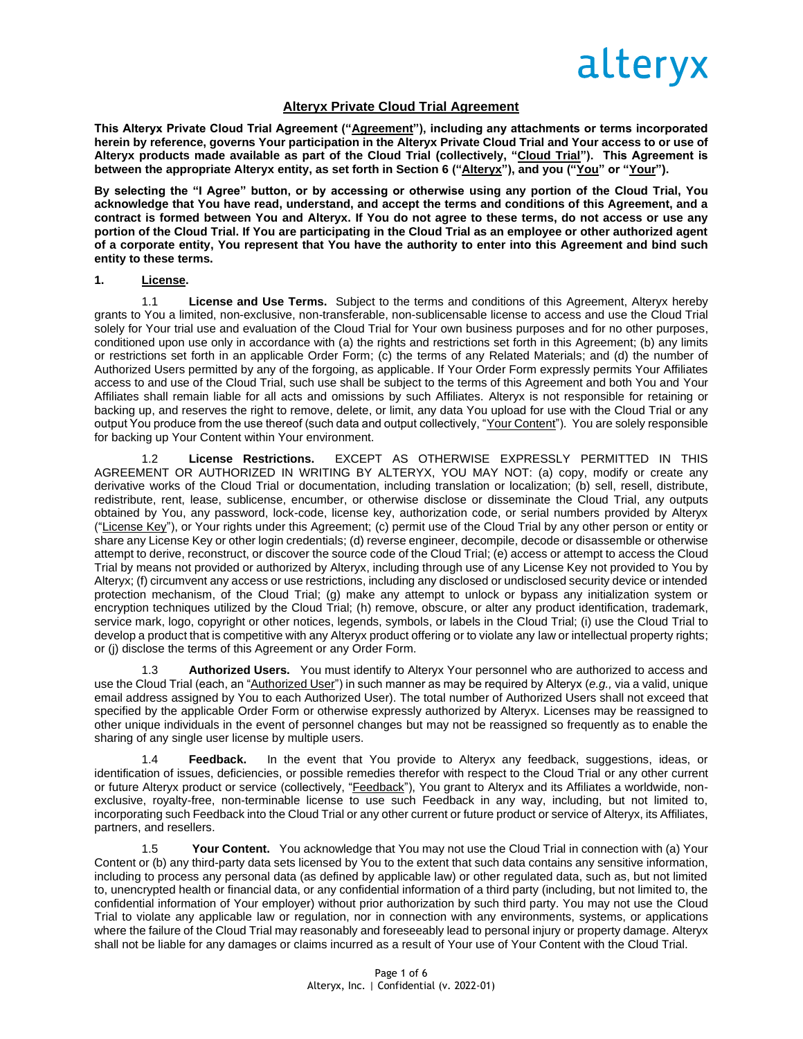alteryx

# Alteryx Private Cloud Trial Agreement

**This Alteryx Private Cloud Trial Agreement ("Agreement"), including any attachments or terms incorporated herein by reference, governs Your participation in the Alteryx Private Cloud Trial and Your access to or use of Alteryx products made available as part of the Cloud Trial (collectively, "Cloud Trial"). This Agreement is between the appropriate Alteryx entity, as set forth in Section 6 ("Alteryx"), and you ("You" or "Your").**

**By selecting the "I Agree" button, or by accessing or otherwise using any portion of the Cloud Trial, You acknowledge that You have read, understand, and accept the terms and conditions of this Agreement, and a contract is formed between You and Alteryx. If You do not agree to these terms, do not access or use any portion of the Cloud Trial. If You are participating in the Cloud Trial as an employee or other authorized agent of a corporate entity, You represent that You have the authority to enter into this Agreement and bind such entity to these terms.**

## 1. License.

1.1 **License and Use Terms.** Subject to the terms and conditions of this Agreement, Alteryx hereby grants to You a limited, non-exclusive, non-transferable, non-sublicensable license to access and use the Cloud Trial solely for Your trial use and evaluation of the Cloud Trial for Your own business purposes and for no other purposes, conditioned upon use only in accordance with (a) the rights and restrictions set forth in this Agreement; (b) any limits or restrictions set forth in an applicable Order Form; (c) the terms of any Related Materials; and (d) the number of Authorized Users permitted by any of the forgoing, as applicable. If Your Order Form expressly permits Your Affiliates access to and use of the Cloud Trial, such use shall be subject to the terms of this Agreement and both You and Your Affiliates shall remain liable for all acts and omissions by such Affiliates. Alteryx is not responsible for retaining or backing up, and reserves the right to remove, delete, or limit, any data You upload for use with the Cloud Trial or any output You produce from the use thereof (such data and output collectively, "Your Content"). You are solely responsible for backing up Your Content within Your environment.

1.2 **License Restrictions.** EXCEPT AS OTHERWISE EXPRESSLY PERMITTED IN THIS AGREEMENT OR AUTHORIZED IN WRITING BY ALTERYX, YOU MAY NOT: (a) copy, modify or create any derivative works of the Cloud Trial or documentation, including translation or localization; (b) sell, resell, distribute, redistribute, rent, lease, sublicense, encumber, or otherwise disclose or disseminate the Cloud Trial, any outputs obtained by You, any password, lock-code, license key, authorization code, or serial numbers provided by Alteryx ("License Key"), or Your rights under this Agreement; (c) permit use of the Cloud Trial by any other person or entity or share any License Key or other login credentials; (d) reverse engineer, decompile, decode or disassemble or otherwise attempt to derive, reconstruct, or discover the source code of the Cloud Trial; (e) access or attempt to access the Cloud Trial by means not provided or authorized by Alteryx, including through use of any License Key not provided to You by Alteryx; (f) circumvent any access or use restrictions, including any disclosed or undisclosed security device or intended protection mechanism, of the Cloud Trial; (g) make any attempt to unlock or bypass any initialization system or encryption techniques utilized by the Cloud Trial; (h) remove, obscure, or alter any product identification, trademark, service mark, logo, copyright or other notices, legends, symbols, or labels in the Cloud Trial; (i) use the Cloud Trial to develop a product that is competitive with any Alteryx product offering or to violate any law or intellectual property rights; or (j) disclose the terms of this Agreement or any Order Form.

1.3 **Authorized Users.** You must identify to Alteryx Your personnel who are authorized to access and use the Cloud Trial (each, an "Authorized User") in such manner as may be required by Alteryx (*e.g.,* via a valid, unique email address assigned by You to each Authorized User). The total number of Authorized Users shall not exceed that specified by the applicable Order Form or otherwise expressly authorized by Alteryx. Licenses may be reassigned to other unique individuals in the event of personnel changes but may not be reassigned so frequently as to enable the sharing of any single user license by multiple users.

1.4 **Feedback.** In the event that You provide to Alteryx any feedback, suggestions, ideas, or identification of issues, deficiencies, or possible remedies therefor with respect to the Cloud Trial or any other current or future Alteryx product or service (collectively, "Feedback"), You grant to Alteryx and its Affiliates a worldwide, non-exclusive, royalty-free, non-terminable license to use such Feedback in any way, including, but not limited to, incorporating such Feedback into the Cloud Trial or any other current or future product or service of Alteryx, its Affiliates, partners, and resellers.

1.5 **Your Content.** You acknowledge that You may not use the Cloud Trial in connection with (a) Your Content or (b) any third-party data sets licensed by You to the extent that such data contains any sensitive information, including to process any personal data (as defined by applicable law) or other regulated data, such as, but not limited to, unencrypted health or financial data, or any confidential information of a third party (including, but not limited to, the confidential information of Your employer) without prior authorization by such third party. You may not use the Cloud Trial to violate any applicable law or regulation, nor in connection with any environments, systems, or applications where the failure of the Cloud Trial may reasonably and foreseeably lead to personal injury or property damage. Alteryx shall not be liable for any damages or claims incurred as a result of Your use of Your Content with the Cloud Trial.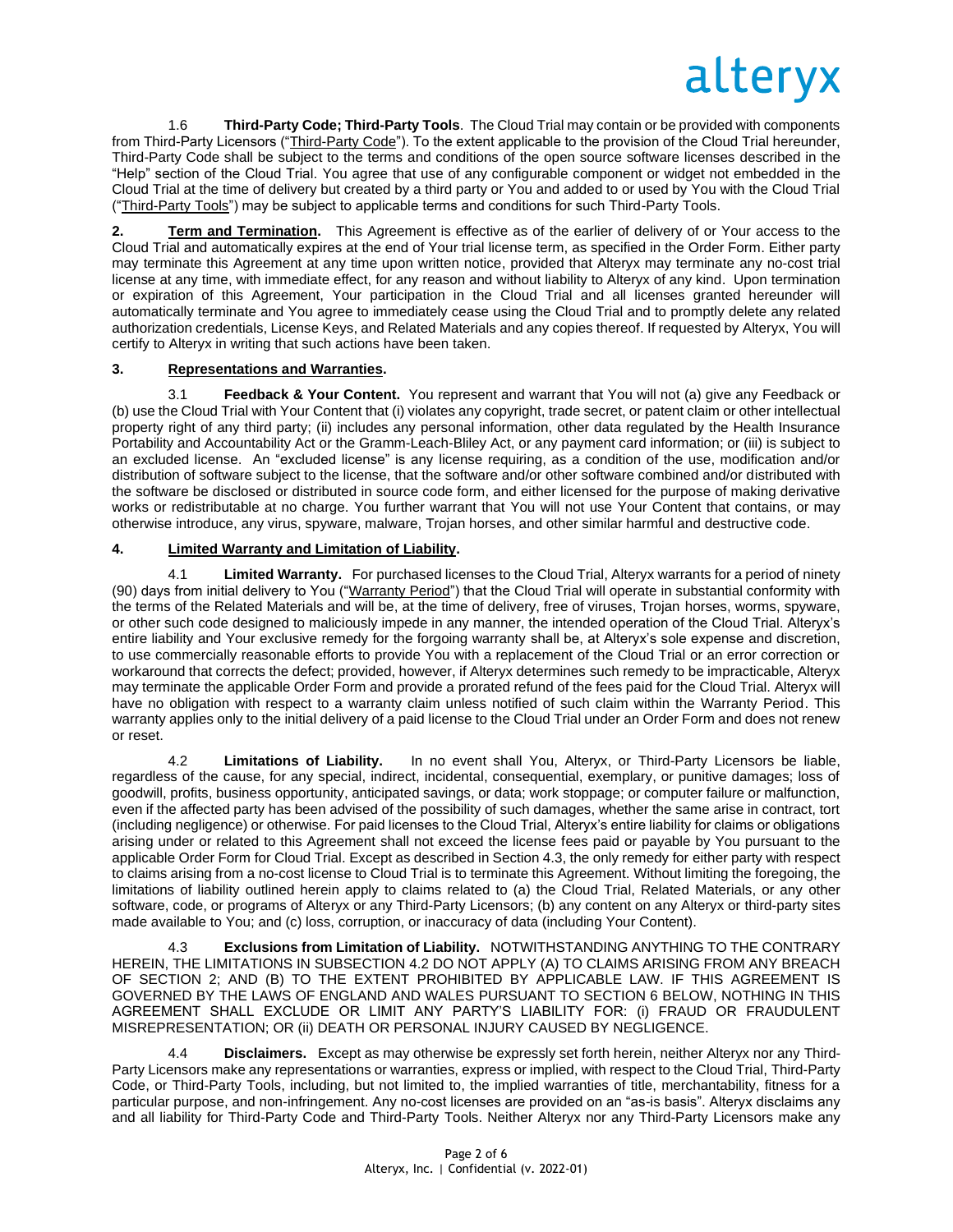1.6 **Third-Party Code; Third-Party Tools**. The Cloud Trial may contain or be provided with components from Third-Party Licensors ("Third-Party Code"). To the extent applicable to the provision of the Cloud Trial hereunder, Third-Party Code shall be subject to the terms and conditions of the open source software licenses described in the "Help" section of the Cloud Trial. You agree that use of any configurable component or widget not embedded in the Cloud Trial at the time of delivery but created by a third party or You and added to or used by You with the Cloud Trial ("Third-Party Tools") may be subject to applicable terms and conditions for such Third-Party Tools.

**2. Term and Termination.** This Agreement is effective as of the earlier of delivery of or Your access to the Cloud Trial and automatically expires at the end of Your trial license term, as specified in the Order Form. Either party may terminate this Agreement at any time upon written notice, provided that Alteryx may terminate any no-cost trial license at any time, with immediate effect, for any reason and without liability to Alteryx of any kind. Upon termination or expiration of this Agreement, Your participation in the Cloud Trial and all licenses granted hereunder will automatically terminate and You agree to immediately cease using the Cloud Trial and to promptly delete any related authorization credentials, License Keys, and Related Materials and any copies thereof. If requested by Alteryx, You will certify to Alteryx in writing that such actions have been taken.

**3. Representations and Warranties.**

3.1 **Feedback & Your Content.** You represent and warrant that You will not (a) give any Feedback or (b) use the Cloud Trial with Your Content that (i) violates any copyright, trade secret, or patent claim or other intellectual property right of any third party; (ii) includes any personal information, other data regulated by the Health Insurance Portability and Accountability Act or the Gramm-Leach-Bliley Act, or any payment card information; or (iii) is subject to an excluded license. An "excluded license" is any license requiring, as a condition of the use, modification and/or distribution of software subject to the license, that the software and/or other software combined and/or distributed with the software be disclosed or distributed in source code form, and either licensed for the purpose of making derivative works or redistributable at no charge. You further warrant that You will not use Your Content that contains, or may otherwise introduce, any virus, spyware, malware, Trojan horses, and other similar harmful and destructive code.

**4. Limited Warranty and Limitation of Liability.**

4.1 **Limited Warranty.** For purchased licenses to the Cloud Trial, Alteryx warrants for a period of ninety (90) days from initial delivery to You ("Warranty Period") that the Cloud Trial will operate in substantial conformity with the terms of the Related Materials and will be, at the time of delivery, free of viruses, Trojan horses, worms, spyware, or other such code designed to maliciously impede in any manner, the intended operation of the Cloud Trial. Alteryx's entire liability and Your exclusive remedy for the forgoing warranty shall be, at Alteryx's sole expense and discretion, to use commercially reasonable efforts to provide You with a replacement of the Cloud Trial or an error correction or workaround that corrects the defect; provided, however, if Alteryx determines such remedy to be impracticable, Alteryx may terminate the applicable Order Form and provide a prorated refund of the fees paid for the Cloud Trial. Alteryx will have no obligation with respect to a warranty claim unless notified of such claim within the Warranty Period. This warranty applies only to the initial delivery of a paid license to the Cloud Trial under an Order Form and does not renew or reset.

4.2 **Limitations of Liability.** In no event shall You, Alteryx, or Third-Party Licensors be liable, regardless of the cause, for any special, indirect, incidental, consequential, exemplary, or punitive damages; loss of goodwill, profits, business opportunity, anticipated savings, or data; work stoppage; or computer failure or malfunction, even if the affected party has been advised of the possibility of such damages, whether the same arise in contract, tort (including negligence) or otherwise. For paid licenses to the Cloud Trial, Alteryx's entire liability for claims or obligations arising under or related to this Agreement shall not exceed the license fees paid or payable by You pursuant to the applicable Order Form for Cloud Trial. Except as described in Section 4.3, the only remedy for either party with respect to claims arising from a no-cost license to Cloud Trial is to terminate this Agreement. Without limiting the foregoing, the limitations of liability outlined herein apply to claims related to (a) the Cloud Trial, Related Materials, or any other software, code, or programs of Alteryx or any Third-Party Licensors; (b) any content on any Alteryx or third-party sites made available to You; and (c) loss, corruption, or inaccuracy of data (including Your Content).

4.3 **Exclusions from Limitation of Liability.** NOTWITHSTANDING ANYTHING TO THE CONTRARY HEREIN, THE LIMITATIONS IN SUBSECTION 4.2 DO NOT APPLY (A) TO CLAIMS ARISING FROM ANY BREACH OF SECTION 2; AND (B) TO THE EXTENT PROHIBITED BY APPLICABLE LAW. IF THIS AGREEMENT IS GOVERNED BY THE LAWS OF ENGLAND AND WALES PURSUANT TO SECTION 6 BELOW, NOTHING IN THIS AGREEMENT SHALL EXCLUDE OR LIMIT ANY PARTY'S LIABILITY FOR: (i) FRAUD OR FRAUDULENT MISREPRESENTATION; OR (ii) DEATH OR PERSONAL INJURY CAUSED BY NEGLIGENCE.

4.4 **Disclaimers.** Except as may otherwise be expressly set forth herein, neither Alteryx nor any Third-Party Licensors make any representations or warranties, express or implied, with respect to the Cloud Trial, Third-Party Code, or Third-Party Tools, including, but not limited to, the implied warranties of title, merchantability, fitness for a particular purpose, and non-infringement. Any no-cost licenses are provided on an "as-is basis". Alteryx disclaims any and all liability for Third-Party Code and Third-Party Tools. Neither Alteryx nor any Third-Party Licensors make any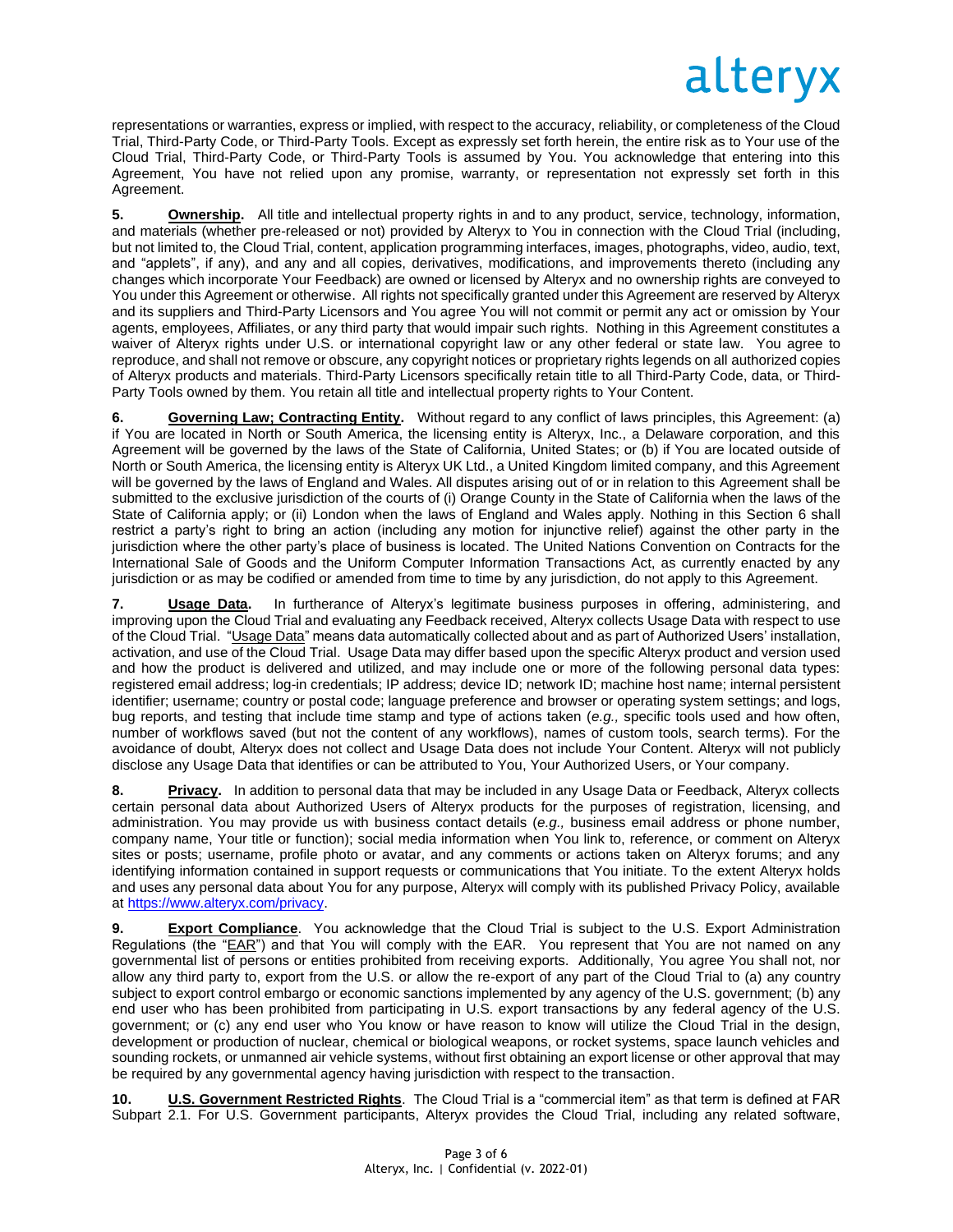representations or warranties, express or implied, with respect to the accuracy, reliability, or completeness of the Cloud Trial, Third-Party Code, or Third-Party Tools. Except as expressly set forth herein, the entire risk as to Your use of the Cloud Trial, Third-Party Code, or Third-Party Tools is assumed by You. You acknowledge that entering into this Agreement, You have not relied upon any promise, warranty, or representation not expressly set forth in this Agreement.

**5. <u>Ownership</u>.** All title and intellectual property rights in and to any product, service, technology, information, and materials (whether pre-released or not) provided by Alteryx to You in connection with the Cloud Trial (including, but not limited to, the Cloud Trial, content, application programming interfaces, images, photographs, video, audio, text, and "applets", if any), and any and all copies, derivatives, modifications, and improvements thereto (including any changes which incorporate Your Feedback) are owned or licensed by Alteryx and no ownership rights are conveyed to You under this Agreement or otherwise. All rights not specifically granted under this Agreement are reserved by Alteryx and its suppliers and Third-Party Licensors and You agree You will not commit or permit any act or omission by Your agents, employees, Affiliates, or any third party that would impair such rights. Nothing in this Agreement constitutes a waiver of Alteryx rights under U.S. or international copyright law or any other federal or state law. You agree to reproduce, and shall not remove or obscure, any copyright notices or proprietary rights legends on all authorized copies of Alteryx products and materials. Third-Party Licensors specifically retain title to all Third-Party Code, data, or Third-Party Tools owned by them. You retain all title and intellectual property rights to Your Content.

**6. <u>Governing Law; Contracting Entity</u>.** Without regard to any conflict of laws principles, this Agreement: (a) if You are located in North or South America, the licensing entity is Alteryx, Inc., a Delaware corporation, and this Agreement will be governed by the laws of the State of California, United States; or (b) if You are located outside of North or South America, the licensing entity is Alteryx UK Ltd., a United Kingdom limited company, and this Agreement will be governed by the laws of England and Wales. All disputes arising out of or in relation to this Agreement shall be submitted to the exclusive jurisdiction of the courts of (i) Orange County in the State of California when the laws of the State of California apply; or (ii) London when the laws of England and Wales apply. Nothing in this Section 6 shall restrict a party's right to bring an action (including any motion for injunctive relief) against the other party in the jurisdiction where the other party's place of business is located. The United Nations Convention on Contracts for the International Sale of Goods and the Uniform Computer Information Transactions Act, as currently enacted by any jurisdiction or as may be codified or amended from time to time by any jurisdiction, do not apply to this Agreement.

**7. <u>Usage Data</u>.** In furtherance of Alteryx's legitimate business purposes in offering, administering, and improving upon the Cloud Trial and evaluating any Feedback received, Alteryx collects Usage Data with respect to use of the Cloud Trial. "<u>Usage Data</u>" means data automatically collected about and as part of Authorized Users' installation, activation, and use of the Cloud Trial. Usage Data may differ based upon the specific Alteryx product and version used and how the product is delivered and utilized, and may include one or more of the following personal data types: registered email address; log-in credentials; IP address; device ID; network ID; machine host name; internal persistent identifier; username; country or postal code; language preference and browser or operating system settings; and logs, bug reports, and testing that include time stamp and type of actions taken (*e.g.,* specific tools used and how often, number of workflows saved (but not the content of any workflows), names of custom tools, search terms). For the avoidance of doubt, Alteryx does not collect and Usage Data does not include Your Content. Alteryx will not publicly disclose any Usage Data that identifies or can be attributed to You, Your Authorized Users, or Your company.

**8. <u>Privacy</u>.** In addition to personal data that may be included in any Usage Data or Feedback, Alteryx collects certain personal data about Authorized Users of Alteryx products for the purposes of registration, licensing, and administration. You may provide us with business contact details (*e.g.,* business email address or phone number, company name, Your title or function); social media information when You link to, reference, or comment on Alteryx sites or posts; username, profile photo or avatar, and any comments or actions taken on Alteryx forums; and any identifying information contained in support requests or communications that You initiate. To the extent Alteryx holds and uses any personal data about You for any purpose, Alteryx will comply with its published Privacy Policy, available at https://www.alteryx.com/privacy.

**9. <u>Export Compliance</u>.** You acknowledge that the Cloud Trial is subject to the U.S. Export Administration Regulations (the "<u>EAR</u>") and that You will comply with the EAR. You represent that You are not named on any governmental list of persons or entities prohibited from receiving exports. Additionally, You agree You shall not, nor allow any third party to, export from the U.S. or allow the re-export of any part of the Cloud Trial to (a) any country subject to export control embargo or economic sanctions implemented by any agency of the U.S. government; (b) any end user who has been prohibited from participating in U.S. export transactions by any federal agency of the U.S. government; or (c) any end user who You know or have reason to know will utilize the Cloud Trial in the design, development or production of nuclear, chemical or biological weapons, or rocket systems, space launch vehicles and sounding rockets, or unmanned air vehicle systems, without first obtaining an export license or other approval that may be required by any governmental agency having jurisdiction with respect to the transaction.

**10. <u>U.S. Government Restricted Rights</u>.** The Cloud Trial is a "commercial item" as that term is defined at FAR Subpart 2.1. For U.S. Government participants, Alteryx provides the Cloud Trial, including any related software,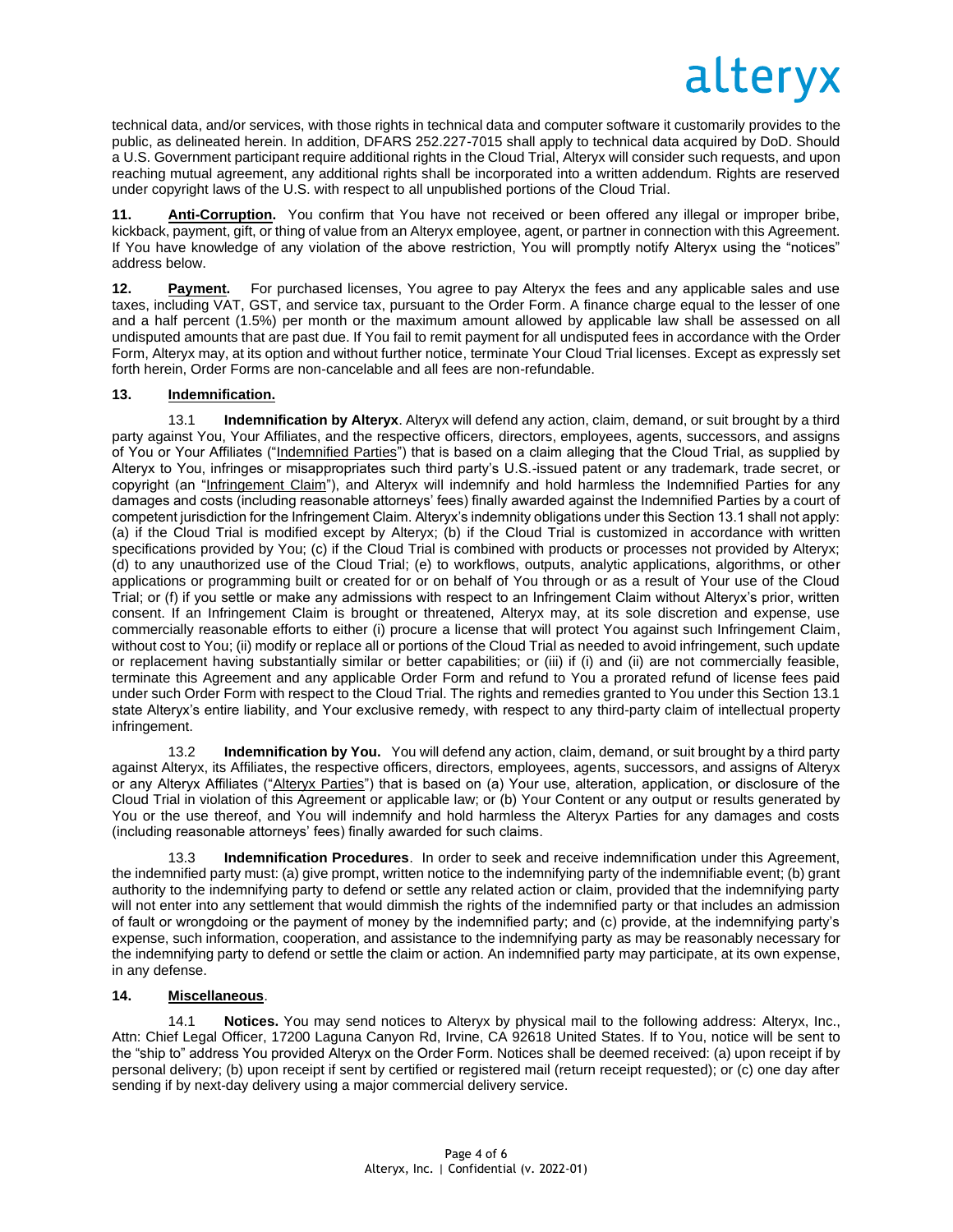technical data, and/or services, with those rights in technical data and computer software it customarily provides to the public, as delineated herein. In addition, DFARS 252.227-7015 shall apply to technical data acquired by DoD. Should a U.S. Government participant require additional rights in the Cloud Trial, Alteryx will consider such requests, and upon reaching mutual agreement, any additional rights shall be incorporated into a written addendum. Rights are reserved under copyright laws of the U.S. with respect to all unpublished portions of the Cloud Trial.

**11. Anti-Corruption.** You confirm that You have not received or been offered any illegal or improper bribe, kickback, payment, gift, or thing of value from an Alteryx employee, agent, or partner in connection with this Agreement. If You have knowledge of any violation of the above restriction, You will promptly notify Alteryx using the "notices" address below.

**12. Payment.** For purchased licenses, You agree to pay Alteryx the fees and any applicable sales and use taxes, including VAT, GST, and service tax, pursuant to the Order Form. A finance charge equal to the lesser of one and a half percent (1.5%) per month or the maximum amount allowed by applicable law shall be assessed on all undisputed amounts that are past due. If You fail to remit payment for all undisputed fees in accordance with the Order Form, Alteryx may, at its option and without further notice, terminate Your Cloud Trial licenses. Except as expressly set forth herein, Order Forms are non-cancelable and all fees are non-refundable.

**13. Indemnification.**

13.1 **Indemnification by Alteryx**. Alteryx will defend any action, claim, demand, or suit brought by a third party against You, Your Affiliates, and the respective officers, directors, employees, agents, successors, and assigns of You or Your Affiliates ("Indemnified Parties") that is based on a claim alleging that the Cloud Trial, as supplied by Alteryx to You, infringes or misappropriates such third party's U.S.-issued patent or any trademark, trade secret, or copyright (an "Infringement Claim"), and Alteryx will indemnify and hold harmless the Indemnified Parties for any damages and costs (including reasonable attorneys' fees) finally awarded against the Indemnified Parties by a court of competent jurisdiction for the Infringement Claim. Alteryx's indemnity obligations under this Section 13.1 shall not apply: (a) if the Cloud Trial is modified except by Alteryx; (b) if the Cloud Trial is customized in accordance with written specifications provided by You; (c) if the Cloud Trial is combined with products or processes not provided by Alteryx; (d) to any unauthorized use of the Cloud Trial; (e) to workflows, outputs, analytic applications, algorithms, or other applications or programming built or created for or on behalf of You through or as a result of Your use of the Cloud Trial; or (f) if you settle or make any admissions with respect to an Infringement Claim without Alteryx's prior, written consent. If an Infringement Claim is brought or threatened, Alteryx may, at its sole discretion and expense, use commercially reasonable efforts to either (i) procure a license that will protect You against such Infringement Claim, without cost to You; (ii) modify or replace all or portions of the Cloud Trial as needed to avoid infringement, such update or replacement having substantially similar or better capabilities; or (iii) if (i) and (ii) are not commercially feasible, terminate this Agreement and any applicable Order Form and refund to You a prorated refund of license fees paid under such Order Form with respect to the Cloud Trial. The rights and remedies granted to You under this Section 13.1 state Alteryx's entire liability, and Your exclusive remedy, with respect to any third-party claim of intellectual property infringement.

13.2 **Indemnification by You.** You will defend any action, claim, demand, or suit brought by a third party against Alteryx, its Affiliates, the respective officers, directors, employees, agents, successors, and assigns of Alteryx or any Alteryx Affiliates ("Alteryx Parties") that is based on (a) Your use, alteration, application, or disclosure of the Cloud Trial in violation of this Agreement or applicable law; or (b) Your Content or any output or results generated by You or the use thereof, and You will indemnify and hold harmless the Alteryx Parties for any damages and costs (including reasonable attorneys' fees) finally awarded for such claims.

13.3 **Indemnification Procedures**. In order to seek and receive indemnification under this Agreement, the indemnified party must: (a) give prompt, written notice to the indemnifying party of the indemnifiable event; (b) grant authority to the indemnifying party to defend or settle any related action or claim, provided that the indemnifying party will not enter into any settlement that would dimmish the rights of the indemnified party or that includes an admission of fault or wrongdoing or the payment of money by the indemnified party; and (c) provide, at the indemnifying party's expense, such information, cooperation, and assistance to the indemnifying party as may be reasonably necessary for the indemnifying party to defend or settle the claim or action. An indemnified party may participate, at its own expense, in any defense.

**14. Miscellaneous**.

14.1 **Notices.** You may send notices to Alteryx by physical mail to the following address: Alteryx, Inc., Attn: Chief Legal Officer, 17200 Laguna Canyon Rd, Irvine, CA 92618 United States. If to You, notice will be sent to the "ship to" address You provided Alteryx on the Order Form. Notices shall be deemed received: (a) upon receipt if by personal delivery; (b) upon receipt if sent by certified or registered mail (return receipt requested); or (c) one day after sending if by next-day delivery using a major commercial delivery service.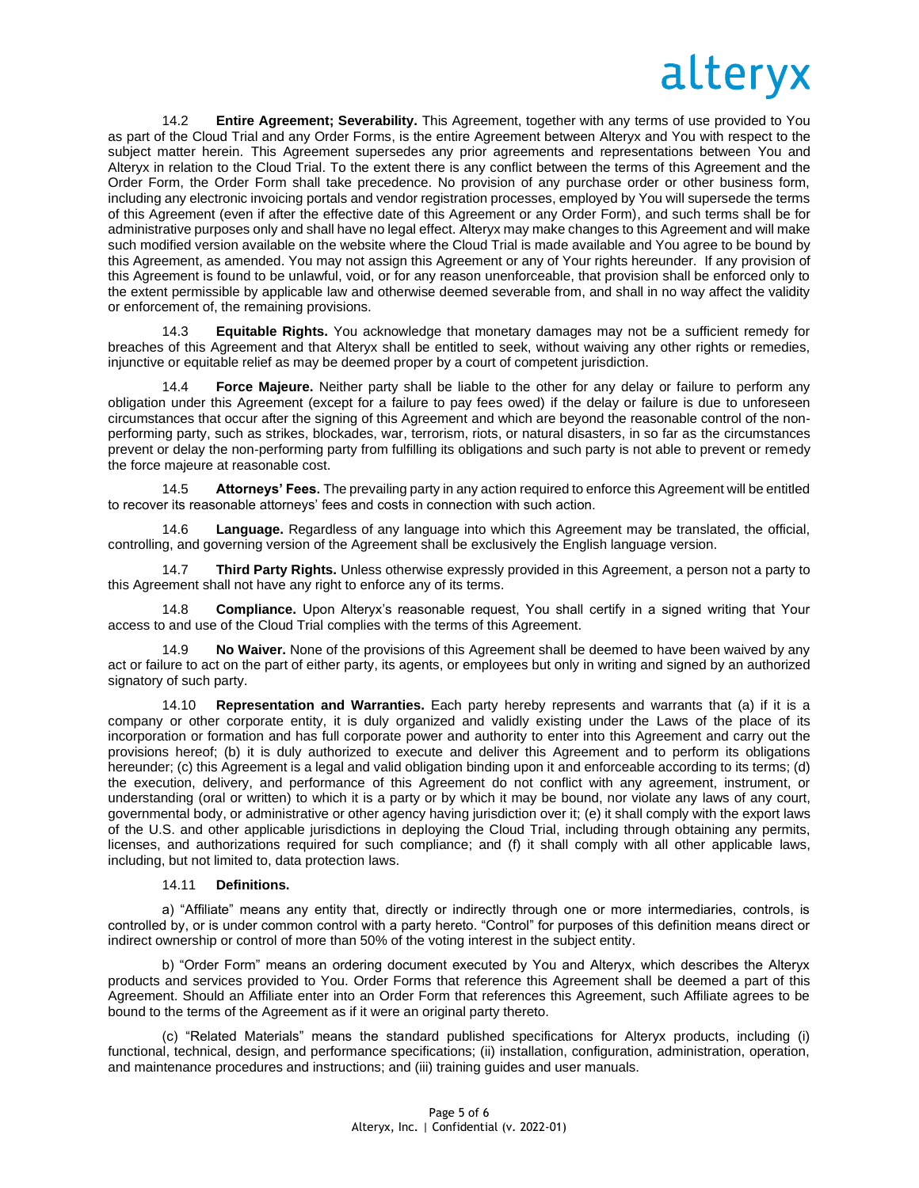14.2 **Entire Agreement; Severability.** This Agreement, together with any terms of use provided to You as part of the Cloud Trial and any Order Forms, is the entire Agreement between Alteryx and You with respect to the subject matter herein. This Agreement supersedes any prior agreements and representations between You and Alteryx in relation to the Cloud Trial. To the extent there is any conflict between the terms of this Agreement and the Order Form, the Order Form shall take precedence. No provision of any purchase order or other business form, including any electronic invoicing portals and vendor registration processes, employed by You will supersede the terms of this Agreement (even if after the effective date of this Agreement or any Order Form), and such terms shall be for administrative purposes only and shall have no legal effect. Alteryx may make changes to this Agreement and will make such modified version available on the website where the Cloud Trial is made available and You agree to be bound by this Agreement, as amended. You may not assign this Agreement or any of Your rights hereunder. If any provision of this Agreement is found to be unlawful, void, or for any reason unenforceable, that provision shall be enforced only to the extent permissible by applicable law and otherwise deemed severable from, and shall in no way affect the validity or enforcement of, the remaining provisions.

14.3 **Equitable Rights.** You acknowledge that monetary damages may not be a sufficient remedy for breaches of this Agreement and that Alteryx shall be entitled to seek, without waiving any other rights or remedies, injunctive or equitable relief as may be deemed proper by a court of competent jurisdiction.

14.4 **Force Majeure.** Neither party shall be liable to the other for any delay or failure to perform any obligation under this Agreement (except for a failure to pay fees owed) if the delay or failure is due to unforeseen circumstances that occur after the signing of this Agreement and which are beyond the reasonable control of the non-performing party, such as strikes, blockades, war, terrorism, riots, or natural disasters, in so far as the circumstances prevent or delay the non-performing party from fulfilling its obligations and such party is not able to prevent or remedy the force majeure at reasonable cost.

14.5 **Attorneys' Fees.** The prevailing party in any action required to enforce this Agreement will be entitled to recover its reasonable attorneys' fees and costs in connection with such action.

14.6 **Language.** Regardless of any language into which this Agreement may be translated, the official, controlling, and governing version of the Agreement shall be exclusively the English language version.

14.7 **Third Party Rights.** Unless otherwise expressly provided in this Agreement, a person not a party to this Agreement shall not have any right to enforce any of its terms.

14.8 **Compliance.** Upon Alteryx's reasonable request, You shall certify in a signed writing that Your access to and use of the Cloud Trial complies with the terms of this Agreement.

14.9 **No Waiver.** None of the provisions of this Agreement shall be deemed to have been waived by any act or failure to act on the part of either party, its agents, or employees but only in writing and signed by an authorized signatory of such party.

14.10 **Representation and Warranties.** Each party hereby represents and warrants that (a) if it is a company or other corporate entity, it is duly organized and validly existing under the Laws of the place of its incorporation or formation and has full corporate power and authority to enter into this Agreement and carry out the provisions hereof; (b) it is duly authorized to execute and deliver this Agreement and to perform its obligations hereunder; (c) this Agreement is a legal and valid obligation binding upon it and enforceable according to its terms; (d) the execution, delivery, and performance of this Agreement do not conflict with any agreement, instrument, or understanding (oral or written) to which it is a party or by which it may be bound, nor violate any laws of any court, governmental body, or administrative or other agency having jurisdiction over it; (e) it shall comply with the export laws of the U.S. and other applicable jurisdictions in deploying the Cloud Trial, including through obtaining any permits, licenses, and authorizations required for such compliance; and (f) it shall comply with all other applicable laws, including, but not limited to, data protection laws.

14.11 **Definitions.**

a) "Affiliate" means any entity that, directly or indirectly through one or more intermediaries, controls, is controlled by, or is under common control with a party hereto. "Control" for purposes of this definition means direct or indirect ownership or control of more than 50% of the voting interest in the subject entity.

b) "Order Form" means an ordering document executed by You and Alteryx, which describes the Alteryx products and services provided to You. Order Forms that reference this Agreement shall be deemed a part of this Agreement. Should an Affiliate enter into an Order Form that references this Agreement, such Affiliate agrees to be bound to the terms of the Agreement as if it were an original party thereto.

(c) "Related Materials" means the standard published specifications for Alteryx products, including (i) functional, technical, design, and performance specifications; (ii) installation, configuration, administration, operation, and maintenance procedures and instructions; and (iii) training guides and user manuals.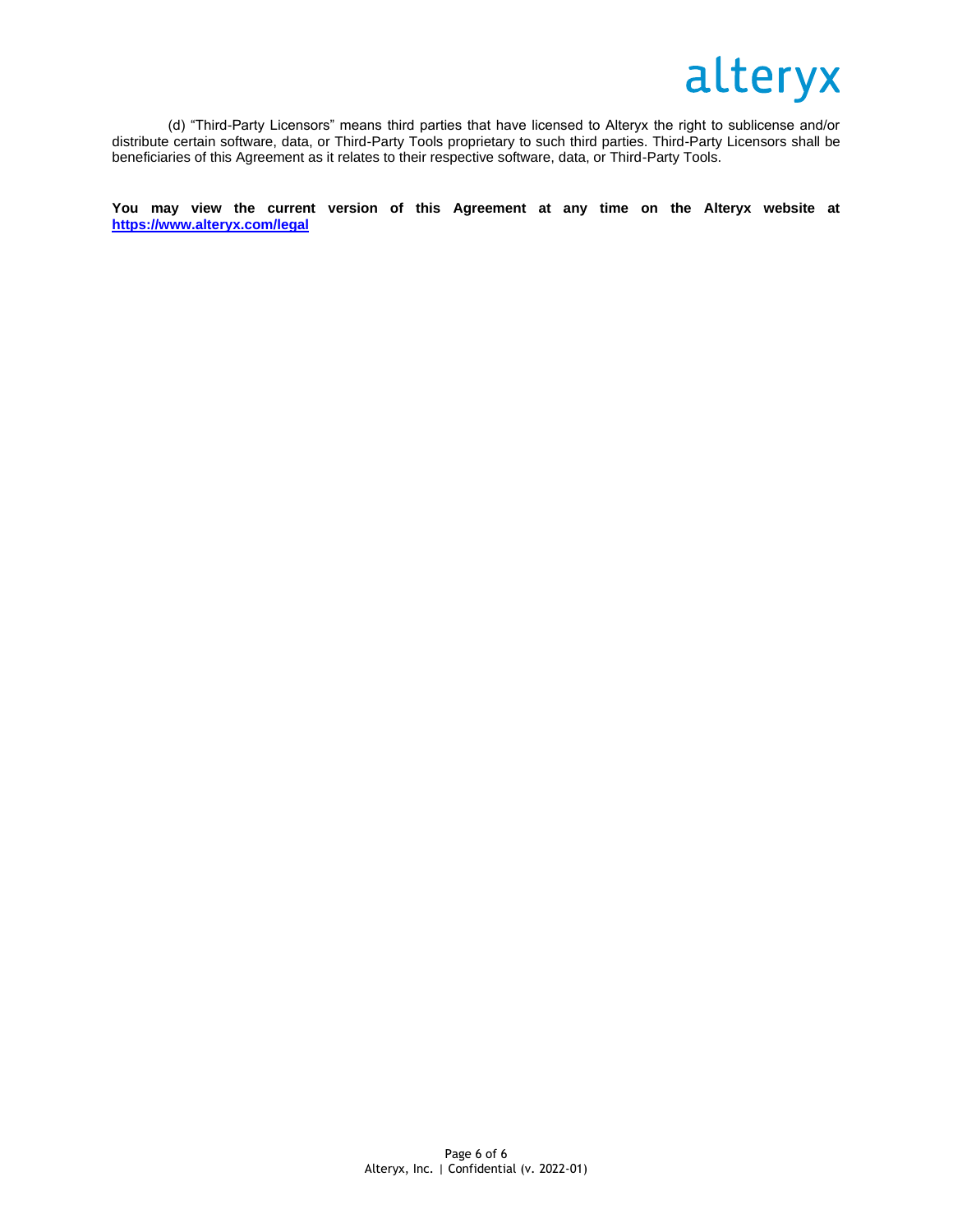(d) "Third-Party Licensors" means third parties that have licensed to Alteryx the right to sublicense and/or distribute certain software, data, or Third-Party Tools proprietary to such third parties. Third-Party Licensors shall be beneficiaries of this Agreement as it relates to their respective software, data, or Third-Party Tools.

**You may view the current version of this Agreement at any time on the Alteryx website at [https://www.alteryx.com/legal](https://www.alteryx.com/legal)**